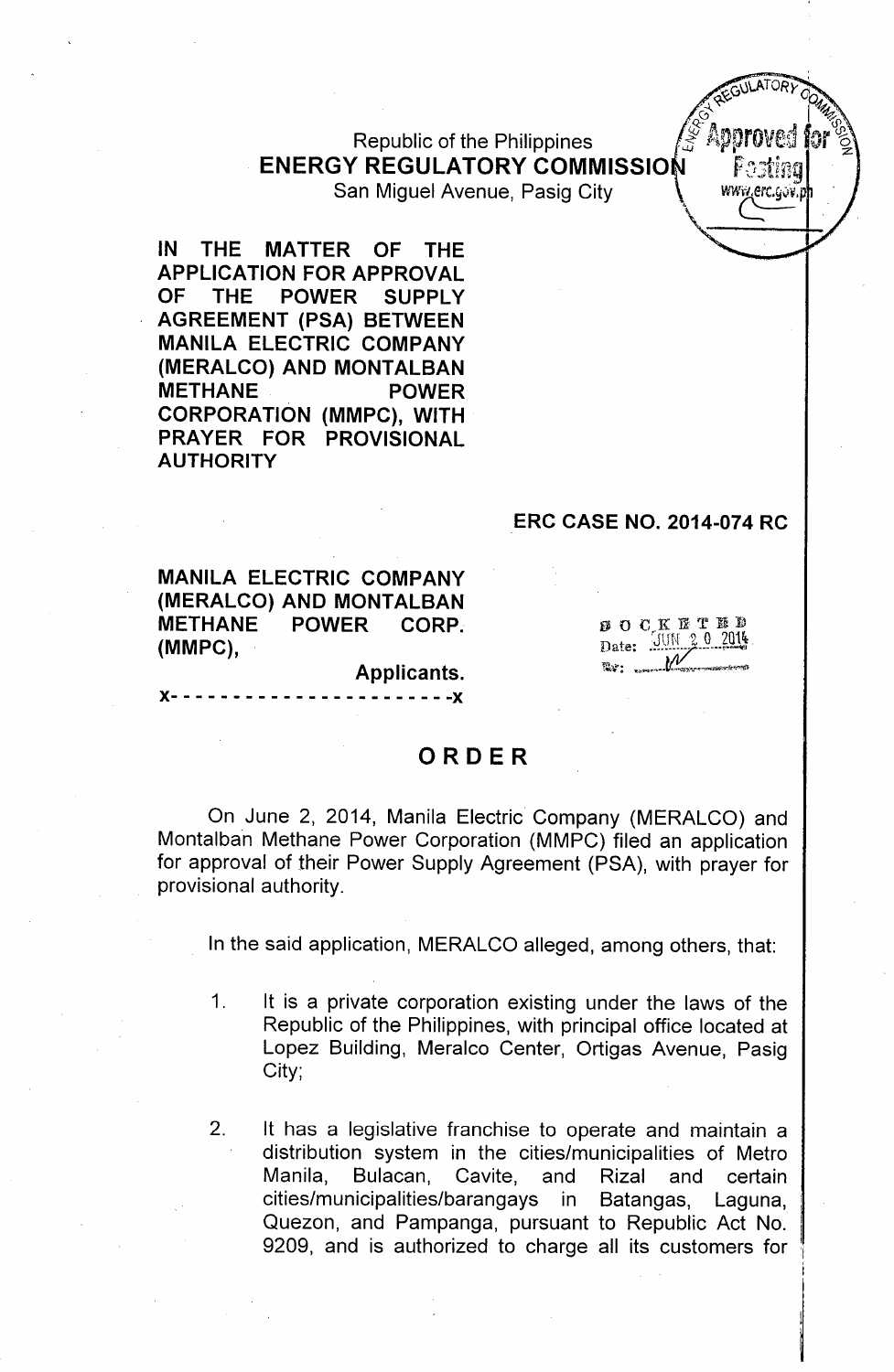Republic of the Philippines
**ENERGY REGULATORY COMMISSION**
San Miguel Avenue, Pasig City

**IN THE MATTER OF THE APPLICATION FOR APPROVAL OF THE POWER SUPPLY AGREEMENT (PSA) BETWEEN MANILA ELECTRIC COMPANY (MERALCO) AND MONTALBAN METHANE POWER CORPORATION (MMPC), WITH PRAYER FOR PROVISIONAL AUTHORITY**

**ERC CASE NO. 2014-074 RC**

**MANILA ELECTRIC COMPANY (MERALCO) AND MONTALBAN METHANE POWER CORP. (MMPC),**
**Applicants.**
x- - - - - - - - - - - - - - - - - - - - - -x

DOCKETED
Date: JUN 20 2014

# ORDER

On June 2, 2014, Manila Electric Company (MERALCO) and Montalban Methane Power Corporation (MMPC) filed an application for approval of their Power Supply Agreement (PSA), with prayer for provisional authority.

In the said application, MERALCO alleged, among others, that:

1. It is a private corporation existing under the laws of the Republic of the Philippines, with principal office located at Lopez Building, Meralco Center, Ortigas Avenue, Pasig City;

2. It has a legislative franchise to operate and maintain a distribution system in the cities/municipalities of Metro Manila, Bulacan, Cavite, and Rizal and certain cities/municipalities/barangays in Batangas, Laguna, Quezon, and Pampanga, pursuant to Republic Act No. 9209, and is authorized to charge all its customers for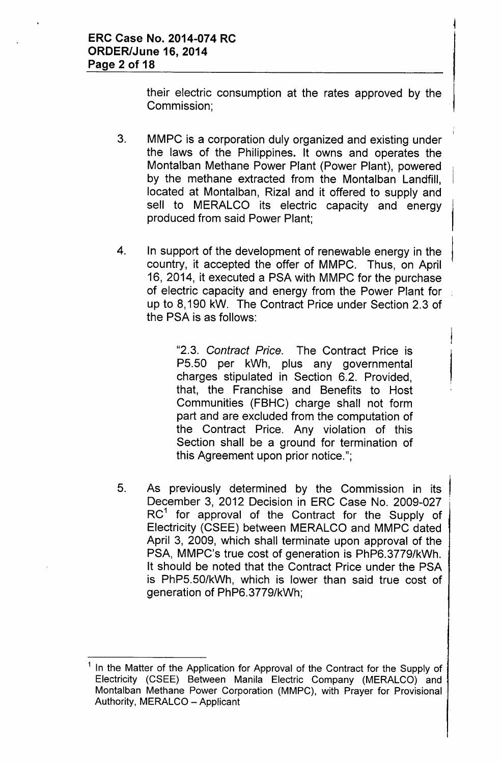their electric consumption at the rates approved by the Commission;

3. MMPC is a corporation duly organized and existing under the laws of the Philippines. It owns and operates the Montalban Methane Power Plant (Power Plant), powered by the methane extracted from the Montalban Landfill, located at Montalban, Rizal and it offered to supply and sell to MERALCO its electric capacity and energy produced from said Power Plant;

4. In support of the development of renewable energy in the country, it accepted the offer of MMPC. Thus, on April 16, 2014, it executed a PSA with MMPC for the purchase of electric capacity and energy from the Power Plant for up to 8,190 kW. The Contract Price under Section 2.3 of the PSA is as follows:

   > "2.3. *Contract Price.* The Contract Price is P5.50 per kWh, plus any governmental charges stipulated in Section 6.2. Provided, that, the Franchise and Benefits to Host Communities (FBHC) charge shall not form part and are excluded from the computation of the Contract Price. Any violation of this Section shall be a ground for termination of this Agreement upon prior notice.";

5. As previously determined by the Commission in its December 3, 2012 Decision in ERC Case No. 2009-027 RC[1] for approval of the Contract for the Supply of Electricity (CSEE) between MERALCO and MMPC dated April 3, 2009, which shall terminate upon approval of the PSA, MMPC's true cost of generation is PhP6.3779/kWh. It should be noted that the Contract Price under the PSA is PhP5.50/kWh, which is lower than said true cost of generation of PhP6.3779/kWh;

---

[1] In the Matter of the Application for Approval of the Contract for the Supply of Electricity (CSEE) Between Manila Electric Company (MERALCO) and Montalban Methane Power Corporation (MMPC), with Prayer for Provisional Authority, MERALCO – Applicant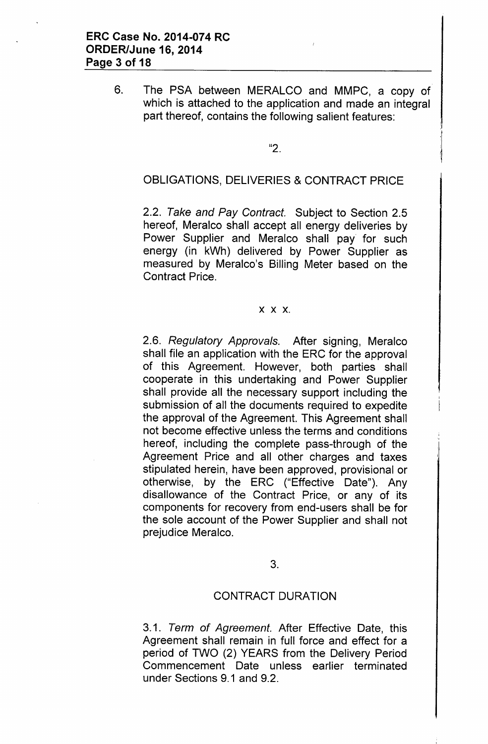6. The PSA between MERALCO and MMPC, a copy of which is attached to the application and made an integral part thereof, contains the following salient features:

"2.

OBLIGATIONS, DELIVERIES & CONTRACT PRICE

2.2. *Take and Pay Contract.* Subject to Section 2.5 hereof, Meralco shall accept all energy deliveries by Power Supplier and Meralco shall pay for such energy (in kWh) delivered by Power Supplier as measured by Meralco's Billing Meter based on the Contract Price.

x x x.

2.6. *Regulatory Approvals.* After signing, Meralco shall file an application with the ERC for the approval of this Agreement. However, both parties shall cooperate in this undertaking and Power Supplier shall provide all the necessary support including the submission of all the documents required to expedite the approval of the Agreement. This Agreement shall not become effective unless the terms and conditions hereof, including the complete pass-through of the Agreement Price and all other charges and taxes stipulated herein, have been approved, provisional or otherwise, by the ERC ("Effective Date"). Any disallowance of the Contract Price, or any of its components for recovery from end-users shall be for the sole account of the Power Supplier and shall not prejudice Meralco.

3.

CONTRACT DURATION

3.1. *Term of Agreement.* After Effective Date, this Agreement shall remain in full force and effect for a period of TWO (2) YEARS from the Delivery Period Commencement Date unless earlier terminated under Sections 9.1 and 9.2.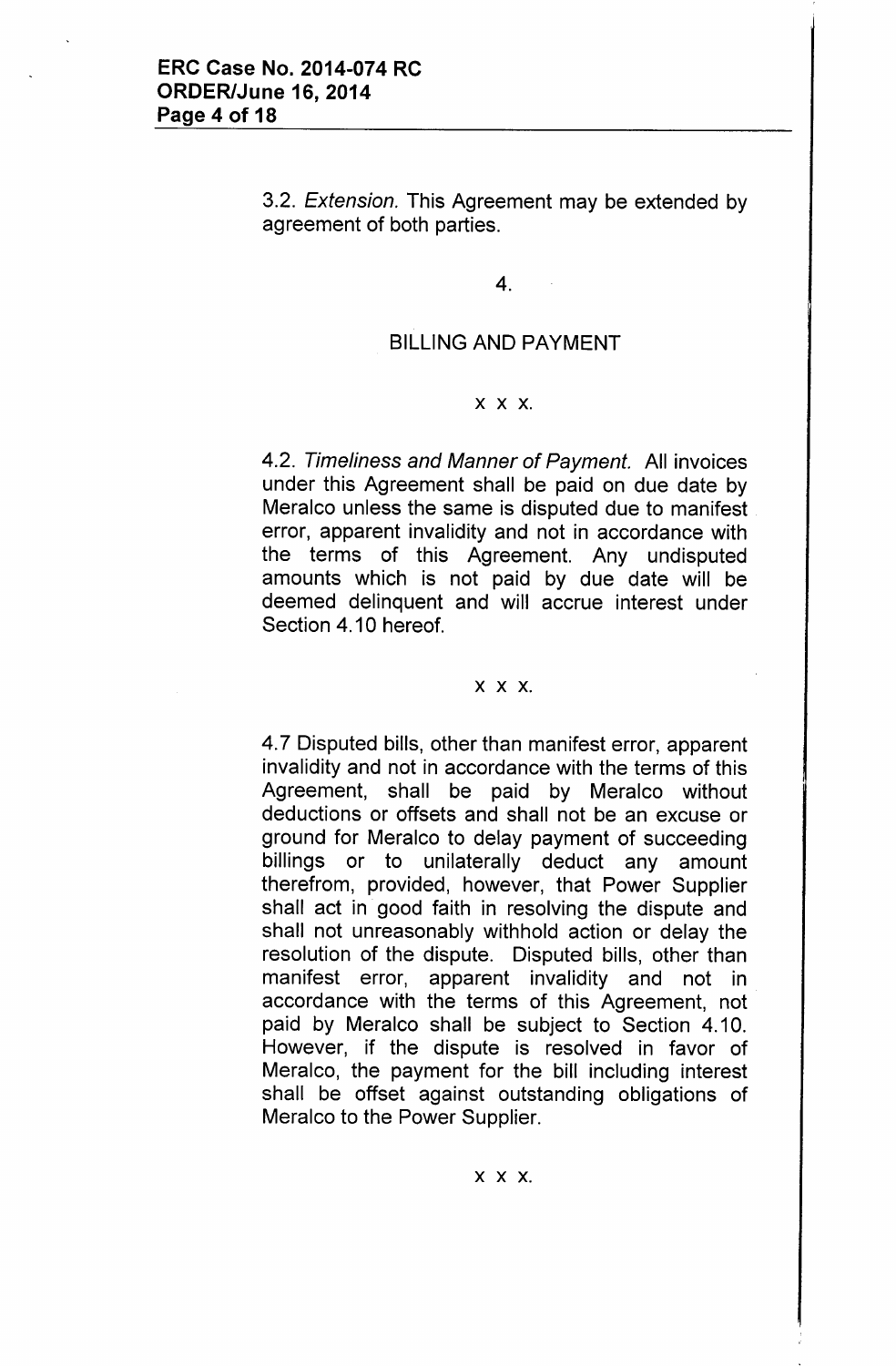3.2. *Extension.* This Agreement may be extended by agreement of both parties.

4.

BILLING AND PAYMENT

x x x.

4.2. *Timeliness and Manner of Payment.* All invoices under this Agreement shall be paid on due date by Meralco unless the same is disputed due to manifest error, apparent invalidity and not in accordance with the terms of this Agreement. Any undisputed amounts which is not paid by due date will be deemed delinquent and will accrue interest under Section 4.10 hereof.

x x x.

4.7 Disputed bills, other than manifest error, apparent invalidity and not in accordance with the terms of this Agreement, shall be paid by Meralco without deductions or offsets and shall not be an excuse or ground for Meralco to delay payment of succeeding billings or to unilaterally deduct any amount therefrom, provided, however, that Power Supplier shall act in good faith in resolving the dispute and shall not unreasonably withhold action or delay the resolution of the dispute. Disputed bills, other than manifest error, apparent invalidity and not in accordance with the terms of this Agreement, not paid by Meralco shall be subject to Section 4.10. However, if the dispute is resolved in favor of Meralco, the payment for the bill including interest shall be offset against outstanding obligations of Meralco to the Power Supplier.

x x x.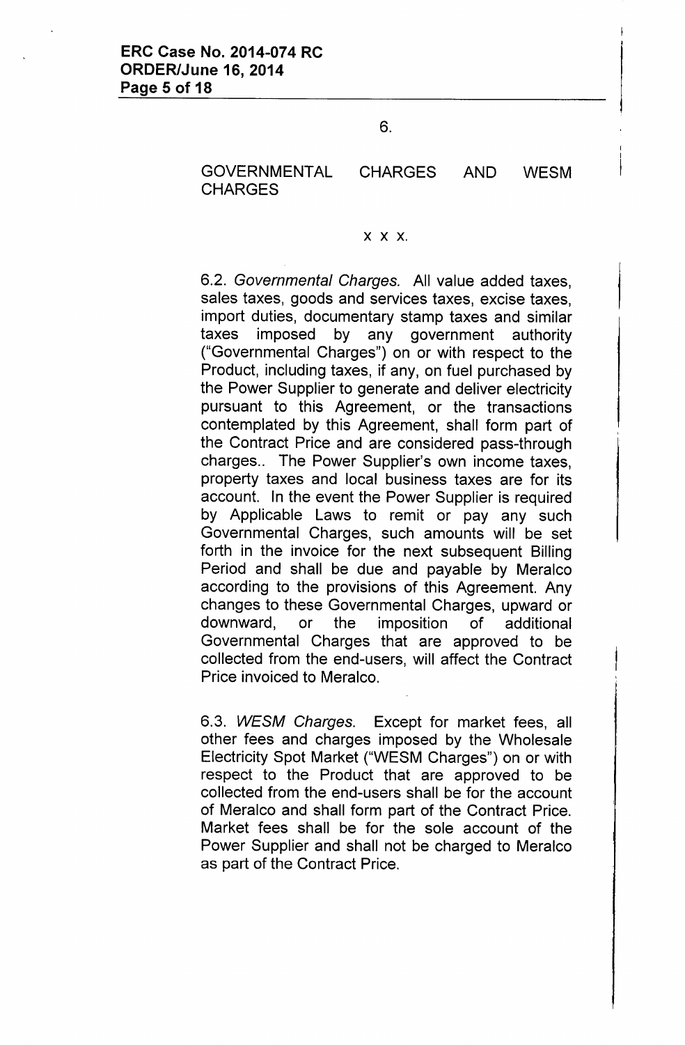6.

GOVERNMENTAL CHARGES AND WESM CHARGES

x x x.

6.2. *Governmental Charges.* All value added taxes, sales taxes, goods and services taxes, excise taxes, import duties, documentary stamp taxes and similar taxes imposed by any government authority ("Governmental Charges") on or with respect to the Product, including taxes, if any, on fuel purchased by the Power Supplier to generate and deliver electricity pursuant to this Agreement, or the transactions contemplated by this Agreement, shall form part of the Contract Price and are considered pass-through charges.. The Power Supplier's own income taxes, property taxes and local business taxes are for its account. In the event the Power Supplier is required by Applicable Laws to remit or pay any such Governmental Charges, such amounts will be set forth in the invoice for the next subsequent Billing Period and shall be due and payable by Meralco according to the provisions of this Agreement. Any changes to these Governmental Charges, upward or downward, or the imposition of additional Governmental Charges that are approved to be collected from the end-users, will affect the Contract Price invoiced to Meralco.

6.3. *WESM Charges.* Except for market fees, all other fees and charges imposed by the Wholesale Electricity Spot Market ("WESM Charges") on or with respect to the Product that are approved to be collected from the end-users shall be for the account of Meralco and shall form part of the Contract Price. Market fees shall be for the sole account of the Power Supplier and shall not be charged to Meralco as part of the Contract Price.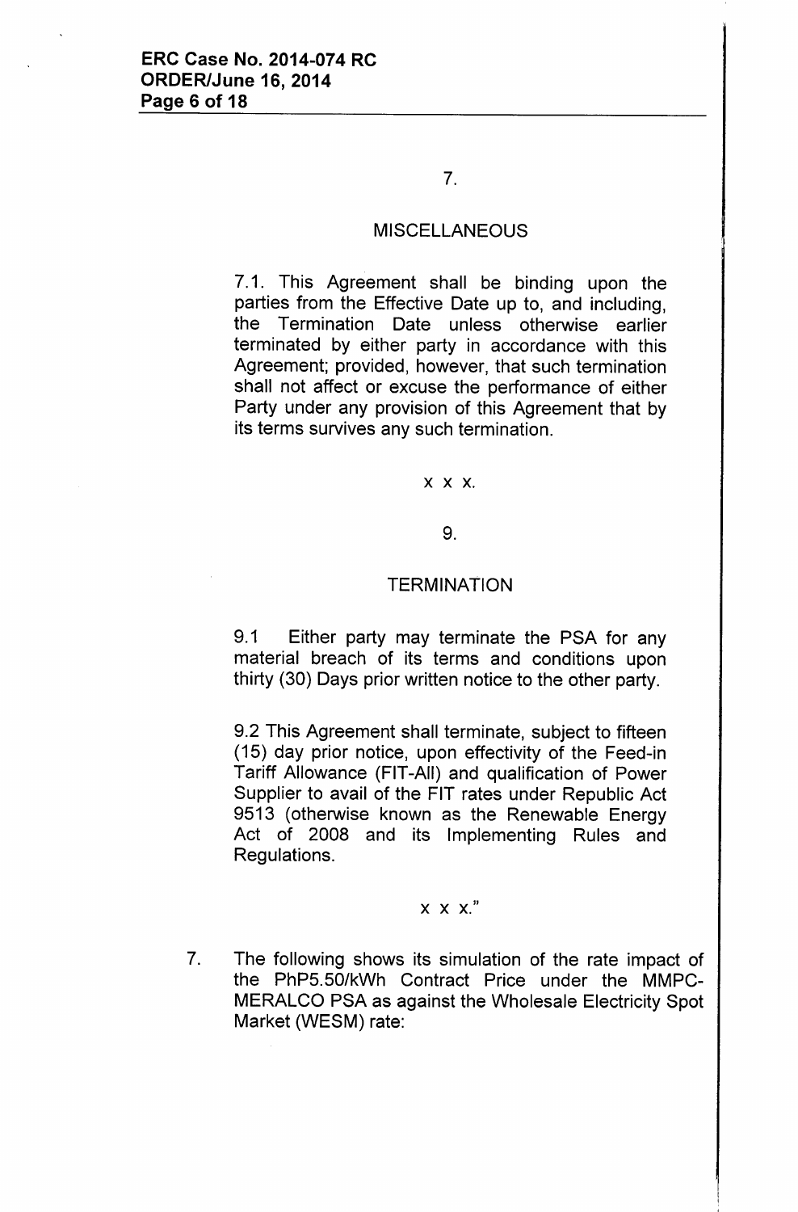7.

MISCELLANEOUS

7.1. This Agreement shall be binding upon the parties from the Effective Date up to, and including, the Termination Date unless otherwise earlier terminated by either party in accordance with this Agreement; provided, however, that such termination shall not affect or excuse the performance of either Party under any provision of this Agreement that by its terms survives any such termination.

x x x.

9.

TERMINATION

9.1 Either party may terminate the PSA for any material breach of its terms and conditions upon thirty (30) Days prior written notice to the other party.

9.2 This Agreement shall terminate, subject to fifteen (15) day prior notice, upon effectivity of the Feed-in Tariff Allowance (FIT-All) and qualification of Power Supplier to avail of the FIT rates under Republic Act 9513 (otherwise known as the Renewable Energy Act of 2008 and its Implementing Rules and Regulations.

x x x."

7. The following shows its simulation of the rate impact of the PhP5.50/kWh Contract Price under the MMPC-MERALCO PSA as against the Wholesale Electricity Spot Market (WESM) rate: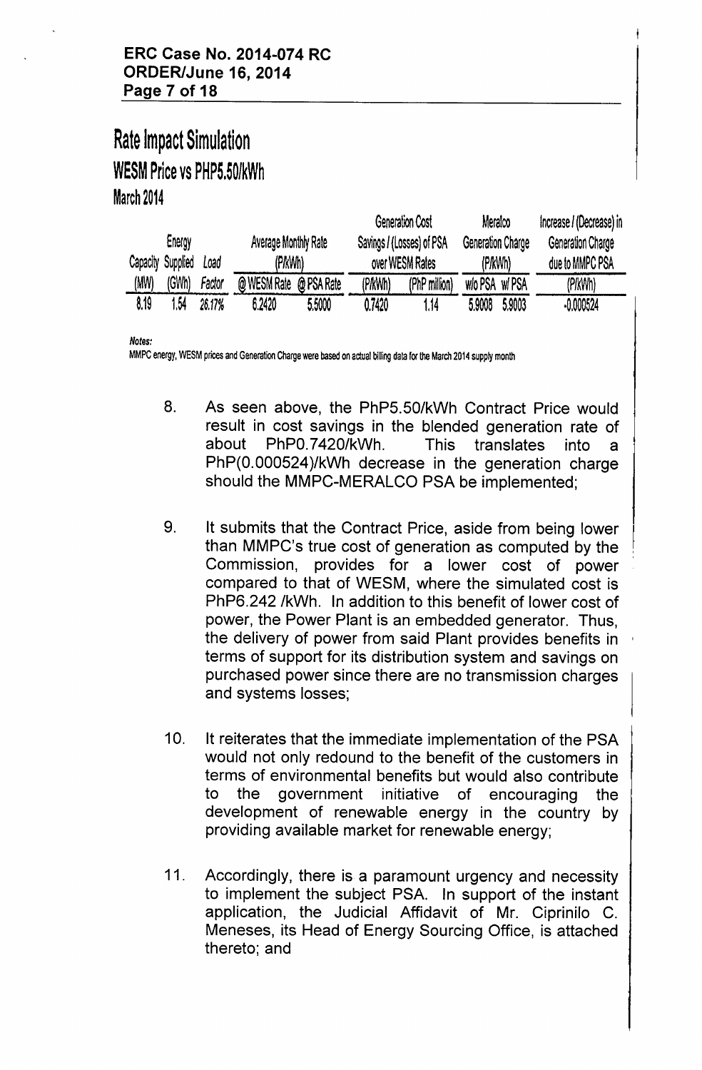# Rate Impact Simulation

## WESM Price vs PHP5.50/kWh

### March 2014

| Capacity | Energy Supplied | Load | Average Monthly Rate (P/kWh) | | Generation Cost Savings / (Losses) of PSA over WESM Rates | | Meralco Generation Charge (P/kWh) | | Increase / (Decrease) in Generation Charge due to MMPC PSA |
|---|---|---|---|---|---|---|---|---|---|
| (MW) | (GWh) | Factor | @ WESM Rate | @ PSA Rate | (P/kWh) | (PhP million) | w/o PSA | w/ PSA | (P/kWh) |
| 8.19 | 1.54 | 26.17% | 6.2420 | 5.5000 | 0.7420 | 1.14 | 5.9008 | 5.9003 | -0.000524 |

***Notes:***

MMPC energy, WESM prices and Generation Charge were based on actual billing data for the March 2014 supply month

8. As seen above, the PhP5.50/kWh Contract Price would result in cost savings in the blended generation rate of about PhP0.7420/kWh. This translates into a PhP(0.000524)/kWh decrease in the generation charge should the MMPC-MERALCO PSA be implemented;

9. It submits that the Contract Price, aside from being lower than MMPC's true cost of generation as computed by the Commission, provides for a lower cost of power compared to that of WESM, where the simulated cost is PhP6.242 /kWh. In addition to this benefit of lower cost of power, the Power Plant is an embedded generator. Thus, the delivery of power from said Plant provides benefits in terms of support for its distribution system and savings on purchased power since there are no transmission charges and systems losses;

10. It reiterates that the immediate implementation of the PSA would not only redound to the benefit of the customers in terms of environmental benefits but would also contribute to the government initiative of encouraging the development of renewable energy in the country by providing available market for renewable energy;

11. Accordingly, there is a paramount urgency and necessity to implement the subject PSA. In support of the instant application, the Judicial Affidavit of Mr. Ciprinilo C. Meneses, its Head of Energy Sourcing Office, is attached thereto; and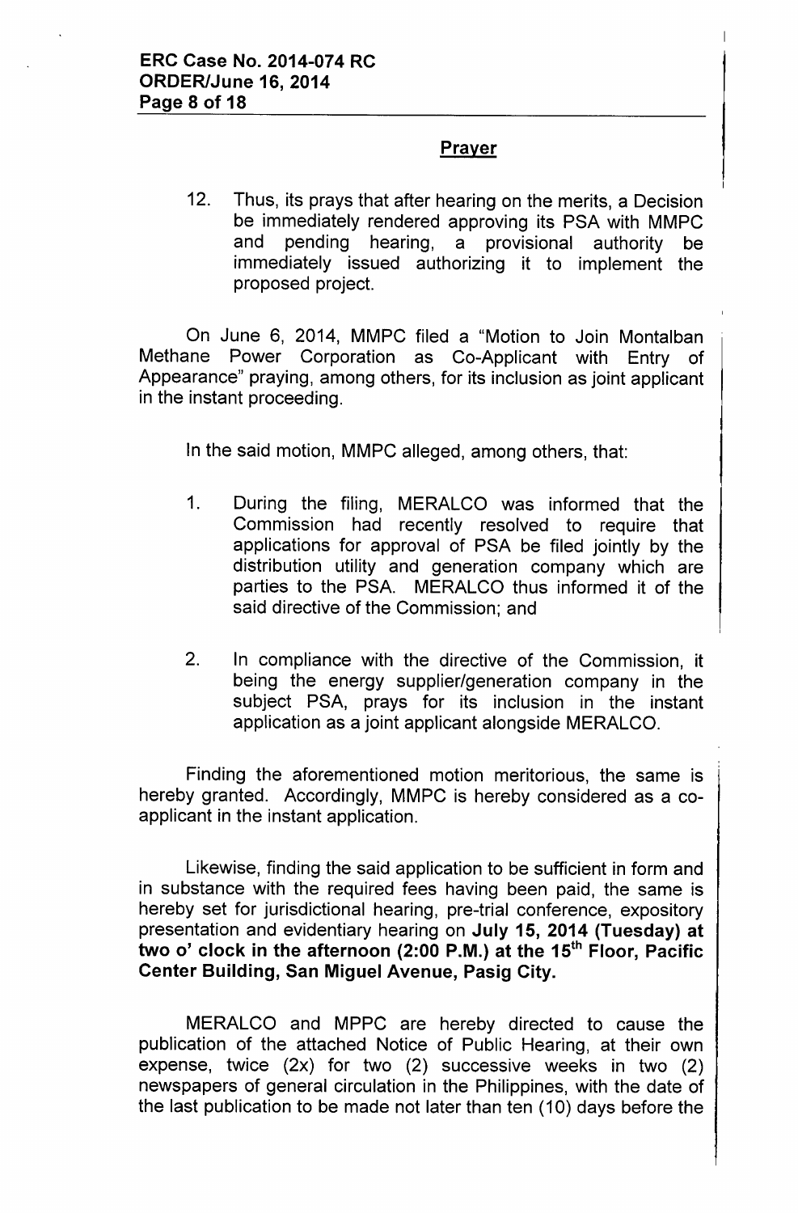## Prayer

12. Thus, its prays that after hearing on the merits, a Decision be immediately rendered approving its PSA with MMPC and pending hearing, a provisional authority be immediately issued authorizing it to implement the proposed project.

On June 6, 2014, MMPC filed a "Motion to Join Montalban Methane Power Corporation as Co-Applicant with Entry of Appearance" praying, among others, for its inclusion as joint applicant in the instant proceeding.

In the said motion, MMPC alleged, among others, that:

1. During the filing, MERALCO was informed that the Commission had recently resolved to require that applications for approval of PSA be filed jointly by the distribution utility and generation company which are parties to the PSA. MERALCO thus informed it of the said directive of the Commission; and

2. In compliance with the directive of the Commission, it being the energy supplier/generation company in the subject PSA, prays for its inclusion in the instant application as a joint applicant alongside MERALCO.

Finding the aforementioned motion meritorious, the same is hereby granted. Accordingly, MMPC is hereby considered as a co-applicant in the instant application.

Likewise, finding the said application to be sufficient in form and in substance with the required fees having been paid, the same is hereby set for jurisdictional hearing, pre-trial conference, expository presentation and evidentiary hearing on **July 15, 2014 (Tuesday) at two o' clock in the afternoon (2:00 P.M.) at the 15th Floor, Pacific Center Building, San Miguel Avenue, Pasig City.**

MERALCO and MPPC are hereby directed to cause the publication of the attached Notice of Public Hearing, at their own expense, twice (2x) for two (2) successive weeks in two (2) newspapers of general circulation in the Philippines, with the date of the last publication to be made not later than ten (10) days before the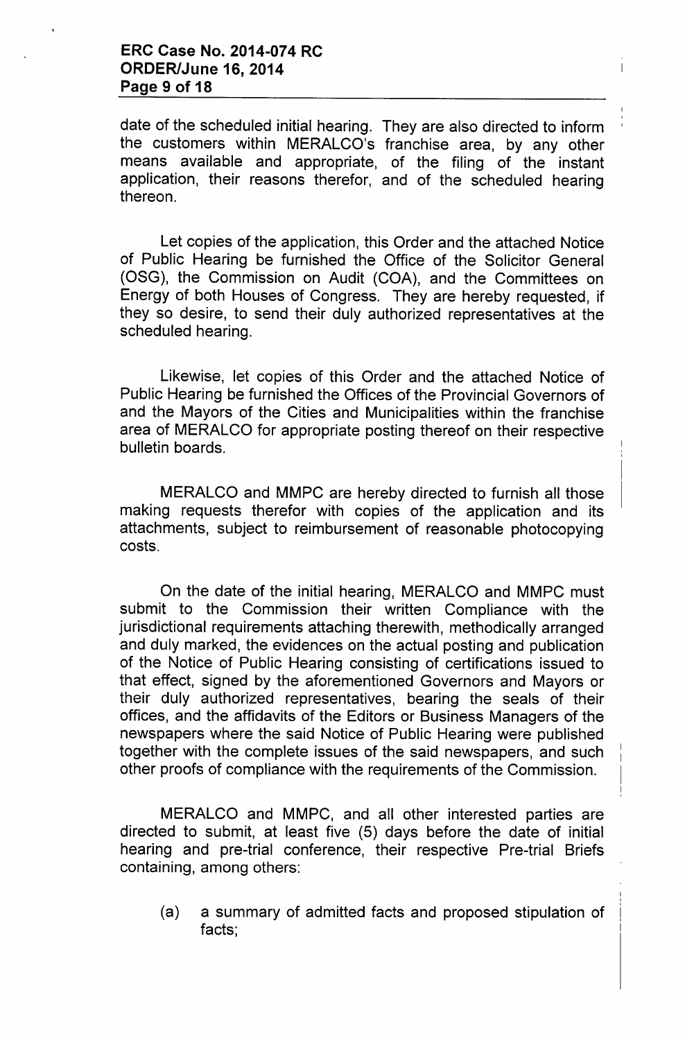date of the scheduled initial hearing. They are also directed to inform the customers within MERALCO's franchise area, by any other means available and appropriate, of the filing of the instant application, their reasons therefor, and of the scheduled hearing thereon.

Let copies of the application, this Order and the attached Notice of Public Hearing be furnished the Office of the Solicitor General (OSG), the Commission on Audit (COA), and the Committees on Energy of both Houses of Congress. They are hereby requested, if they so desire, to send their duly authorized representatives at the scheduled hearing.

Likewise, let copies of this Order and the attached Notice of Public Hearing be furnished the Offices of the Provincial Governors of and the Mayors of the Cities and Municipalities within the franchise area of MERALCO for appropriate posting thereof on their respective bulletin boards.

MERALCO and MMPC are hereby directed to furnish all those making requests therefor with copies of the application and its attachments, subject to reimbursement of reasonable photocopying costs.

On the date of the initial hearing, MERALCO and MMPC must submit to the Commission their written Compliance with the jurisdictional requirements attaching therewith, methodically arranged and duly marked, the evidences on the actual posting and publication of the Notice of Public Hearing consisting of certifications issued to that effect, signed by the aforementioned Governors and Mayors or their duly authorized representatives, bearing the seals of their offices, and the affidavits of the Editors or Business Managers of the newspapers where the said Notice of Public Hearing were published together with the complete issues of the said newspapers, and such other proofs of compliance with the requirements of the Commission.

MERALCO and MMPC, and all other interested parties are directed to submit, at least five (5) days before the date of initial hearing and pre-trial conference, their respective Pre-trial Briefs containing, among others:

(a) a summary of admitted facts and proposed stipulation of facts;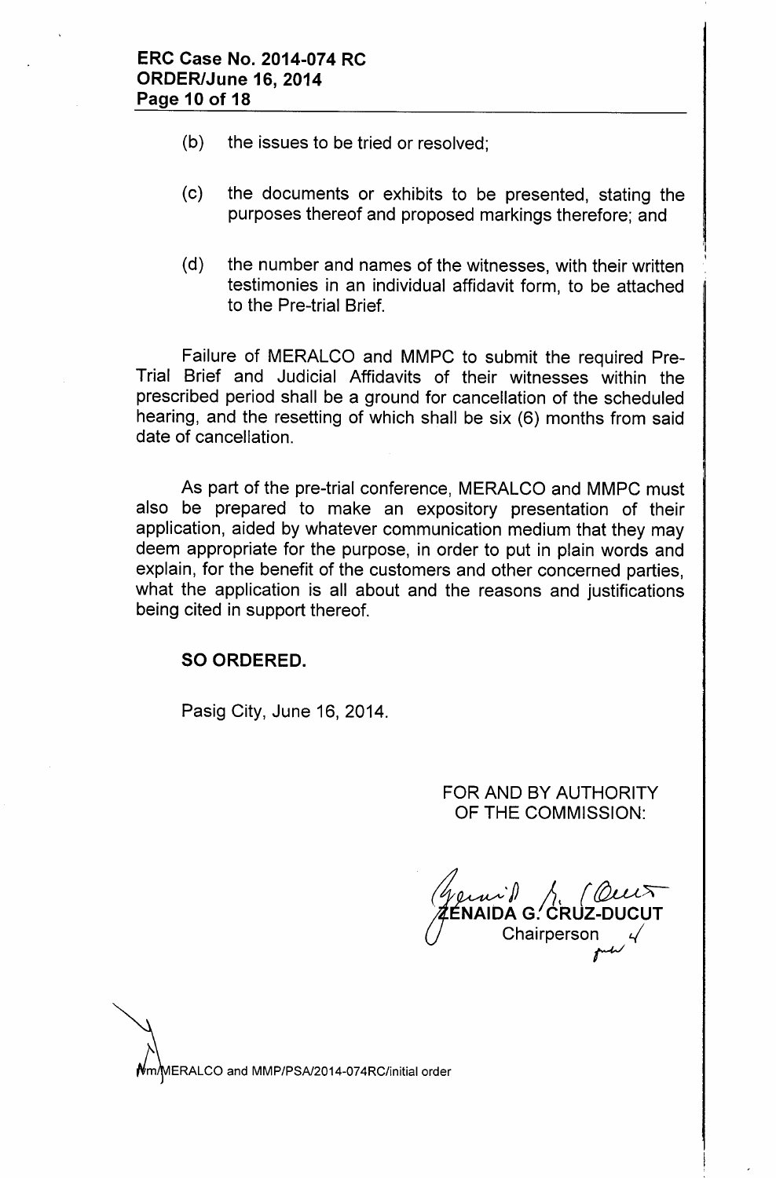(b) the issues to be tried or resolved;

(c) the documents or exhibits to be presented, stating the purposes thereof and proposed markings therefore; and

(d) the number and names of the witnesses, with their written testimonies in an individual affidavit form, to be attached to the Pre-trial Brief.

Failure of MERALCO and MMPC to submit the required Pre-Trial Brief and Judicial Affidavits of their witnesses within the prescribed period shall be a ground for cancellation of the scheduled hearing, and the resetting of which shall be six (6) months from said date of cancellation.

As part of the pre-trial conference, MERALCO and MMPC must also be prepared to make an expository presentation of their application, aided by whatever communication medium that they may deem appropriate for the purpose, in order to put in plain words and explain, for the benefit of the customers and other concerned parties, what the application is all about and the reasons and justifications being cited in support thereof.

**SO ORDERED.**

Pasig City, June 16, 2014.

FOR AND BY AUTHORITY
OF THE COMMISSION:

ZENAIDA G. CRUZ-DUCUT
Chairperson

Nm/MERALCO and MMP/PSA/2014-074RC/initial order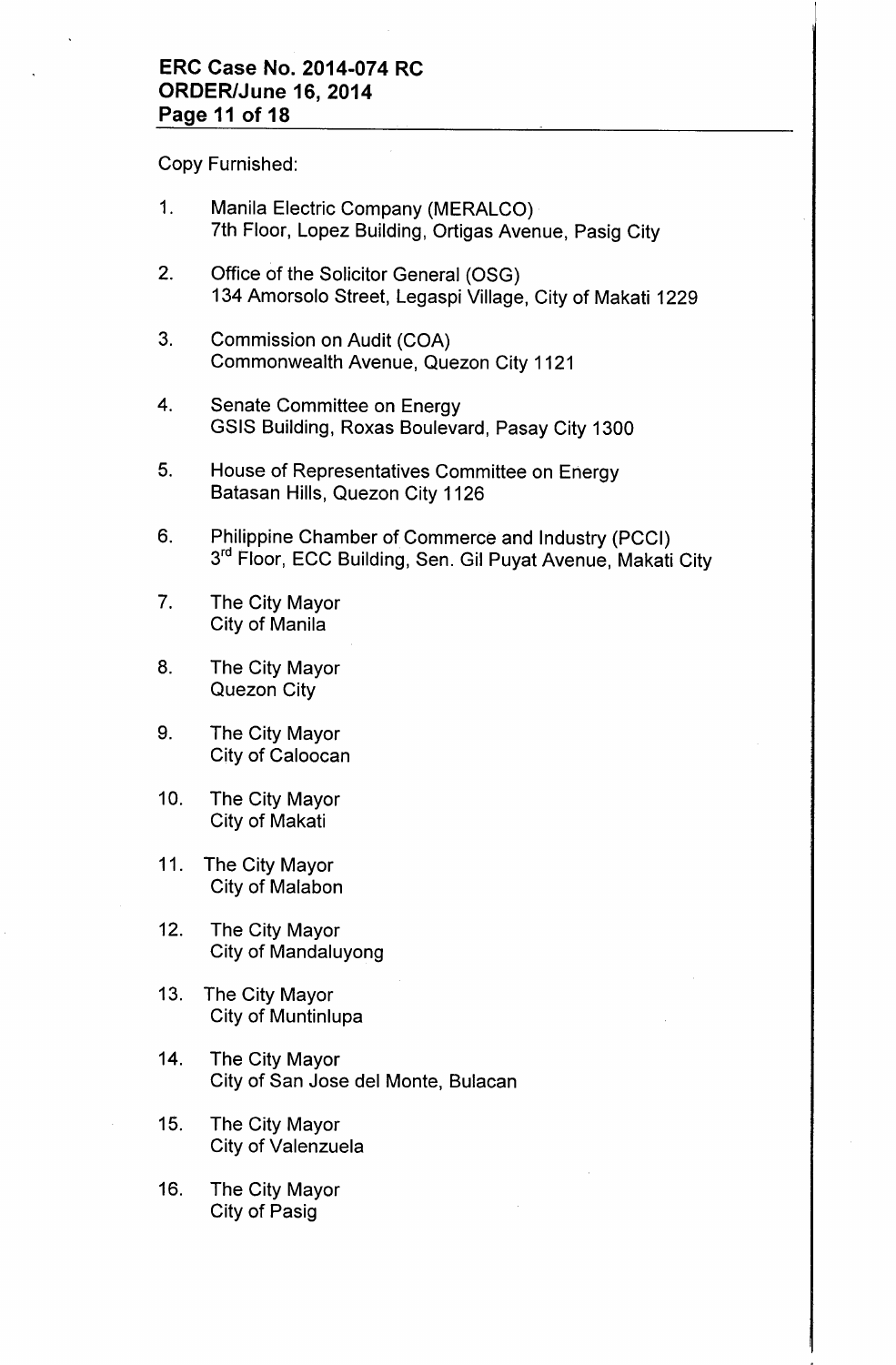Copy Furnished:

1. Manila Electric Company (MERALCO)
   7th Floor, Lopez Building, Ortigas Avenue, Pasig City

2. Office of the Solicitor General (OSG)
   134 Amorsolo Street, Legaspi Village, City of Makati 1229

3. Commission on Audit (COA)
   Commonwealth Avenue, Quezon City 1121

4. Senate Committee on Energy
   GSIS Building, Roxas Boulevard, Pasay City 1300

5. House of Representatives Committee on Energy
   Batasan Hills, Quezon City 1126

6. Philippine Chamber of Commerce and Industry (PCCI)
   3rd Floor, ECC Building, Sen. Gil Puyat Avenue, Makati City

7. The City Mayor
   City of Manila

8. The City Mayor
   Quezon City

9. The City Mayor
   City of Caloocan

10. The City Mayor
    City of Makati

11. The City Mayor
    City of Malabon

12. The City Mayor
    City of Mandaluyong

13. The City Mayor
    City of Muntinlupa

14. The City Mayor
    City of San Jose del Monte, Bulacan

15. The City Mayor
    City of Valenzuela

16. The City Mayor
    City of Pasig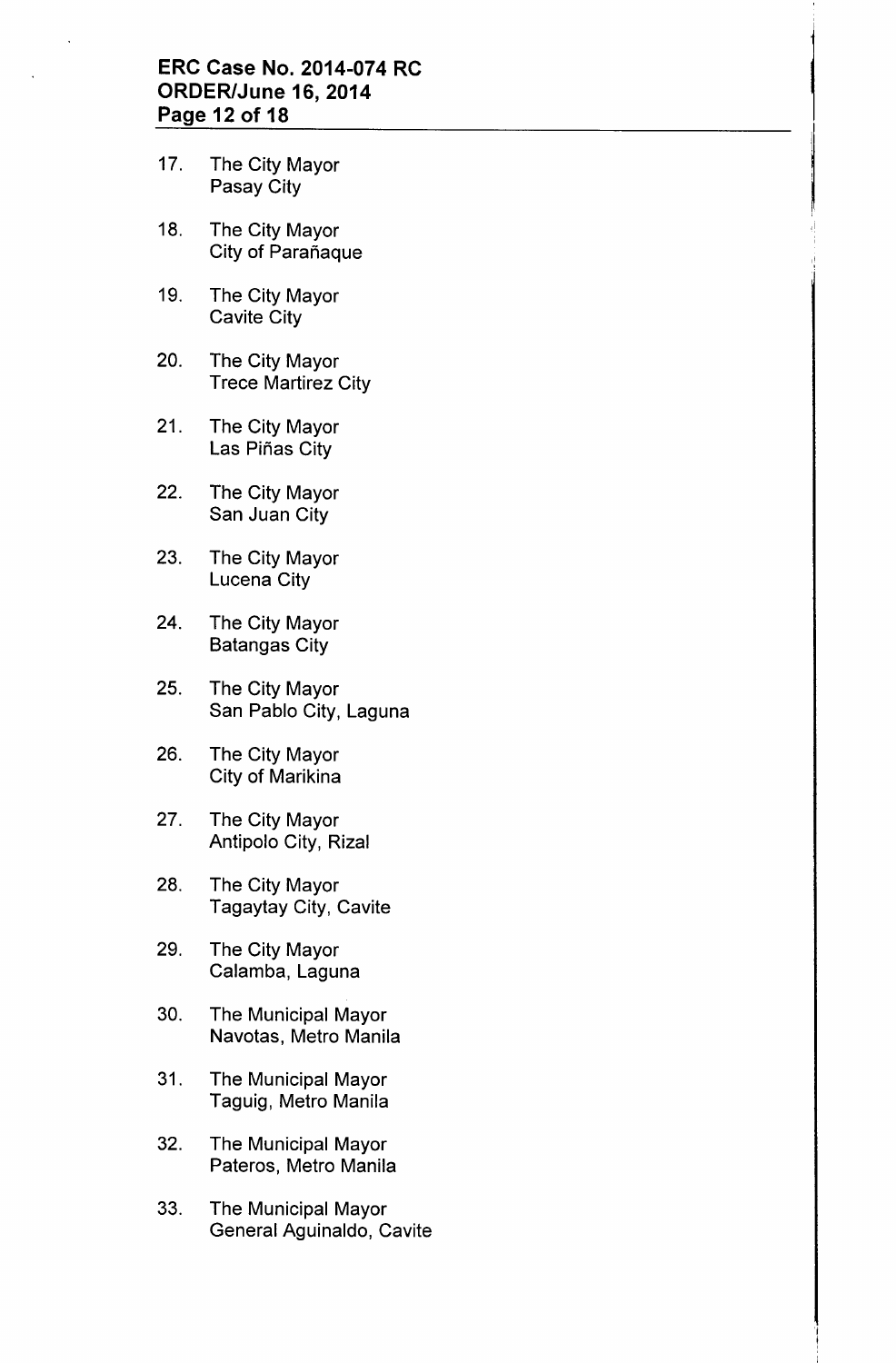17. The City Mayor
    Pasay City

18. The City Mayor
    City of Parañaque

19. The City Mayor
    Cavite City

20. The City Mayor
    Trece Martirez City

21. The City Mayor
    Las Piñas City

22. The City Mayor
    San Juan City

23. The City Mayor
    Lucena City

24. The City Mayor
    Batangas City

25. The City Mayor
    San Pablo City, Laguna

26. The City Mayor
    City of Marikina

27. The City Mayor
    Antipolo City, Rizal

28. The City Mayor
    Tagaytay City, Cavite

29. The City Mayor
    Calamba, Laguna

30. The Municipal Mayor
    Navotas, Metro Manila

31. The Municipal Mayor
    Taguig, Metro Manila

32. The Municipal Mayor
    Pateros, Metro Manila

33. The Municipal Mayor
    General Aguinaldo, Cavite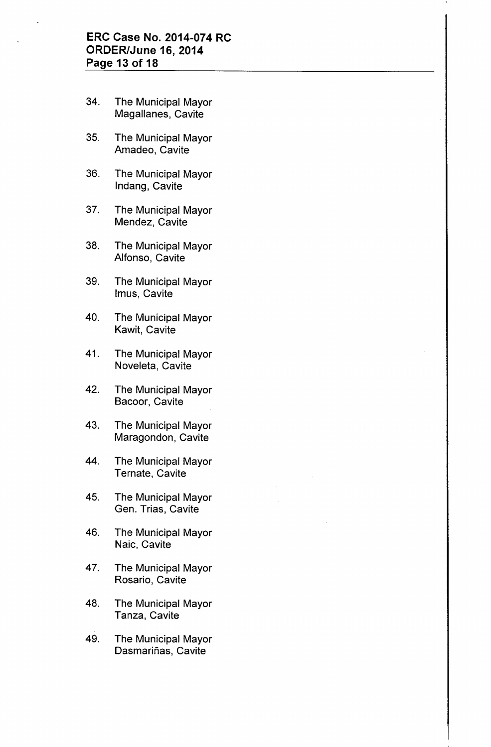34. The Municipal Mayor
    Magallanes, Cavite

35. The Municipal Mayor
    Amadeo, Cavite

36. The Municipal Mayor
    Indang, Cavite

37. The Municipal Mayor
    Mendez, Cavite

38. The Municipal Mayor
    Alfonso, Cavite

39. The Municipal Mayor
    Imus, Cavite

40. The Municipal Mayor
    Kawit, Cavite

41. The Municipal Mayor
    Noveleta, Cavite

42. The Municipal Mayor
    Bacoor, Cavite

43. The Municipal Mayor
    Maragondon, Cavite

44. The Municipal Mayor
    Ternate, Cavite

45. The Municipal Mayor
    Gen. Trias, Cavite

46. The Municipal Mayor
    Naic, Cavite

47. The Municipal Mayor
    Rosario, Cavite

48. The Municipal Mayor
    Tanza, Cavite

49. The Municipal Mayor
    Dasmariñas, Cavite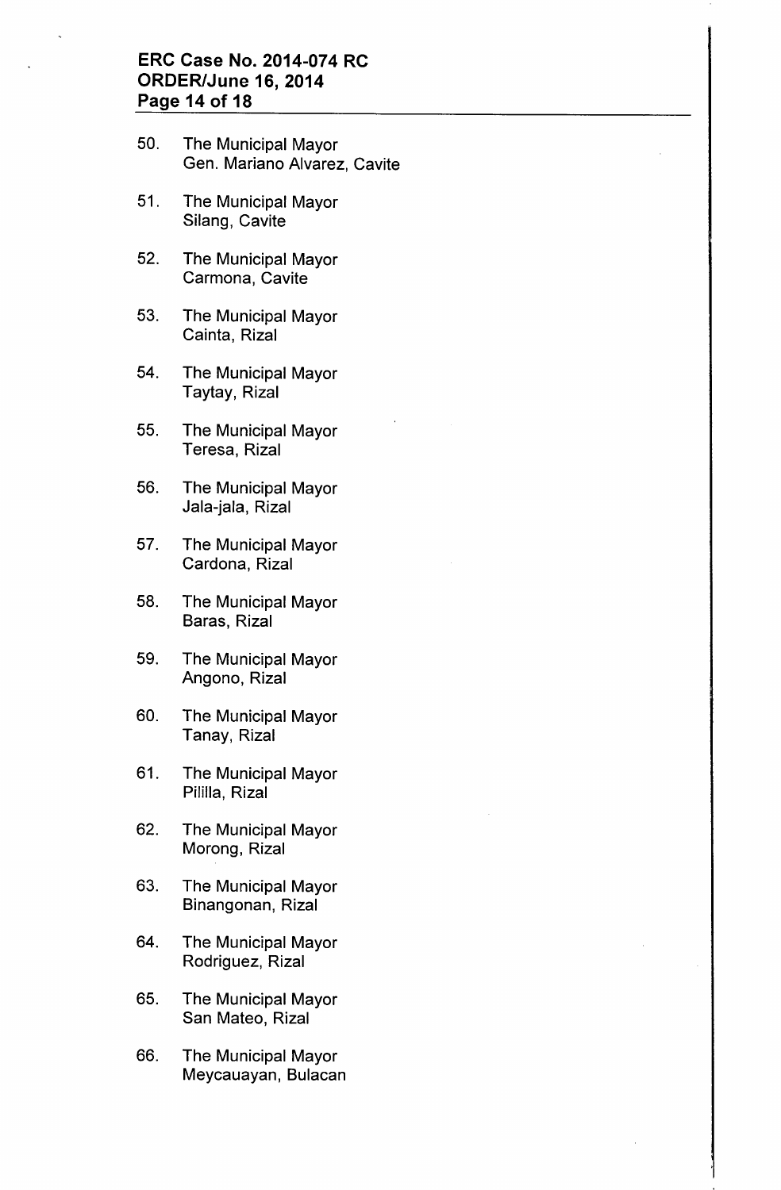50. The Municipal Mayor
    Gen. Mariano Alvarez, Cavite

51. The Municipal Mayor
    Silang, Cavite

52. The Municipal Mayor
    Carmona, Cavite

53. The Municipal Mayor
    Cainta, Rizal

54. The Municipal Mayor
    Taytay, Rizal

55. The Municipal Mayor
    Teresa, Rizal

56. The Municipal Mayor
    Jala-jala, Rizal

57. The Municipal Mayor
    Cardona, Rizal

58. The Municipal Mayor
    Baras, Rizal

59. The Municipal Mayor
    Angono, Rizal

60. The Municipal Mayor
    Tanay, Rizal

61. The Municipal Mayor
    Pililla, Rizal

62. The Municipal Mayor
    Morong, Rizal

63. The Municipal Mayor
    Binangonan, Rizal

64. The Municipal Mayor
    Rodriguez, Rizal

65. The Municipal Mayor
    San Mateo, Rizal

66. The Municipal Mayor
    Meycauayan, Bulacan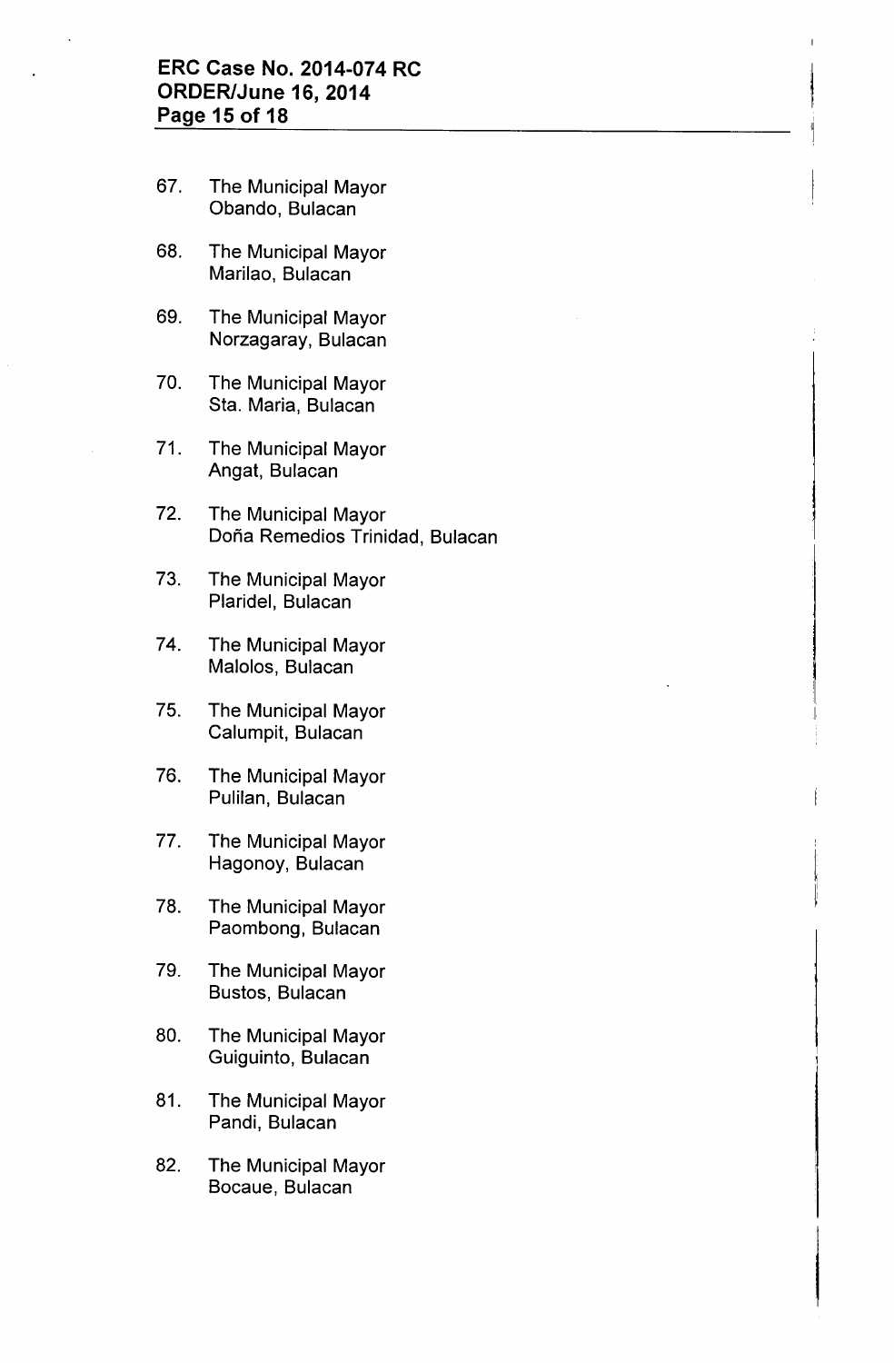67. The Municipal Mayor
    Obando, Bulacan

68. The Municipal Mayor
    Marilao, Bulacan

69. The Municipal Mayor
    Norzagaray, Bulacan

70. The Municipal Mayor
    Sta. Maria, Bulacan

71. The Municipal Mayor
    Angat, Bulacan

72. The Municipal Mayor
    Doña Remedios Trinidad, Bulacan

73. The Municipal Mayor
    Plaridel, Bulacan

74. The Municipal Mayor
    Malolos, Bulacan

75. The Municipal Mayor
    Calumpit, Bulacan

76. The Municipal Mayor
    Pulilan, Bulacan

77. The Municipal Mayor
    Hagonoy, Bulacan

78. The Municipal Mayor
    Paombong, Bulacan

79. The Municipal Mayor
    Bustos, Bulacan

80. The Municipal Mayor
    Guiguinto, Bulacan

81. The Municipal Mayor
    Pandi, Bulacan

82. The Municipal Mayor
    Bocaue, Bulacan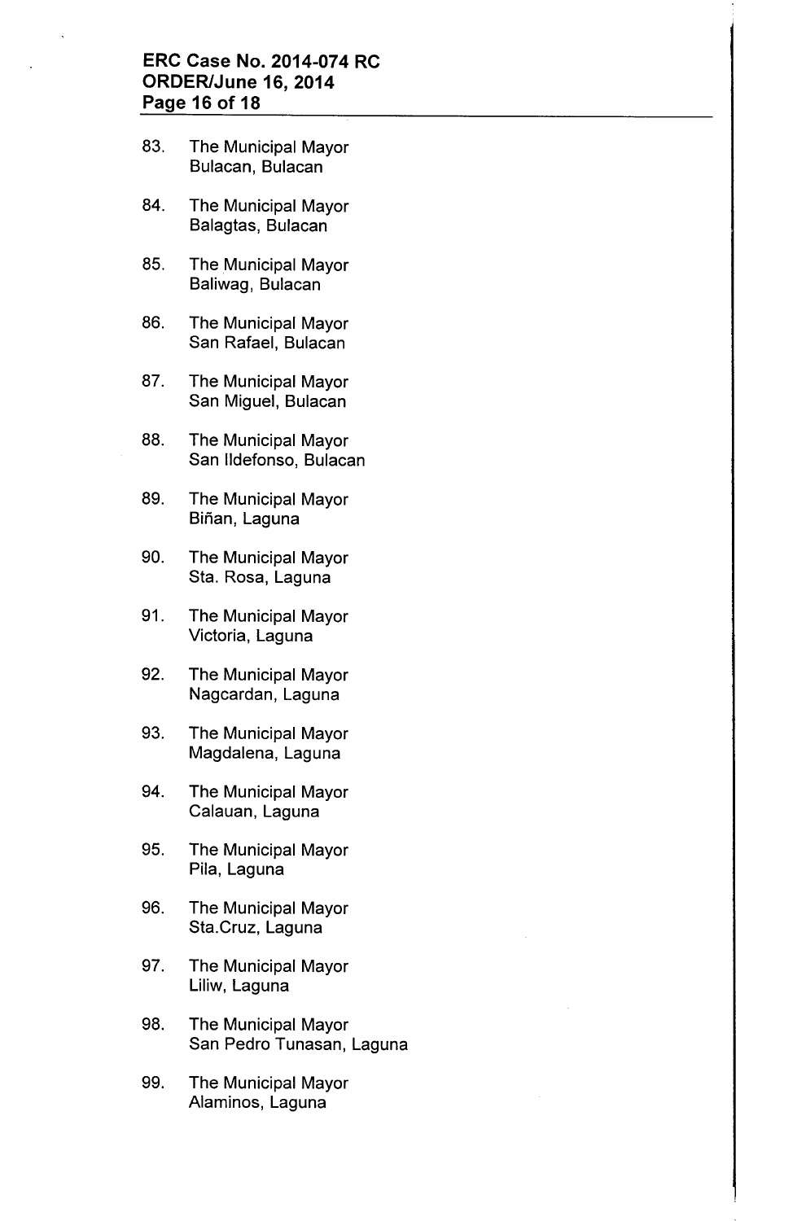83. The Municipal Mayor
    Bulacan, Bulacan

84. The Municipal Mayor
    Balagtas, Bulacan

85. The Municipal Mayor
    Baliwag, Bulacan

86. The Municipal Mayor
    San Rafael, Bulacan

87. The Municipal Mayor
    San Miguel, Bulacan

88. The Municipal Mayor
    San Ildefonso, Bulacan

89. The Municipal Mayor
    Biñan, Laguna

90. The Municipal Mayor
    Sta. Rosa, Laguna

91. The Municipal Mayor
    Victoria, Laguna

92. The Municipal Mayor
    Nagcardan, Laguna

93. The Municipal Mayor
    Magdalena, Laguna

94. The Municipal Mayor
    Calauan, Laguna

95. The Municipal Mayor
    Pila, Laguna

96. The Municipal Mayor
    Sta.Cruz, Laguna

97. The Municipal Mayor
    Liliw, Laguna

98. The Municipal Mayor
    San Pedro Tunasan, Laguna

99. The Municipal Mayor
    Alaminos, Laguna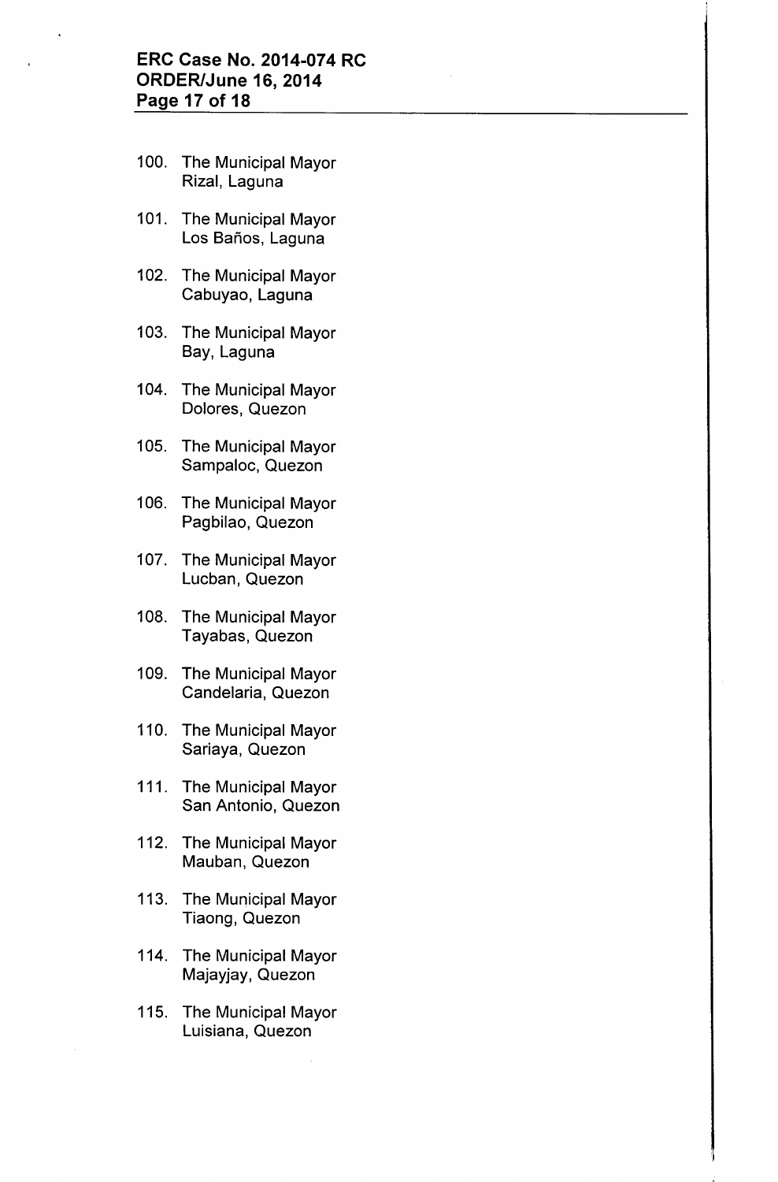100. The Municipal Mayor
     Rizal, Laguna

101. The Municipal Mayor
     Los Baños, Laguna

102. The Municipal Mayor
     Cabuyao, Laguna

103. The Municipal Mayor
     Bay, Laguna

104. The Municipal Mayor
     Dolores, Quezon

105. The Municipal Mayor
     Sampaloc, Quezon

106. The Municipal Mayor
     Pagbilao, Quezon

107. The Municipal Mayor
     Lucban, Quezon

108. The Municipal Mayor
     Tayabas, Quezon

109. The Municipal Mayor
     Candelaria, Quezon

110. The Municipal Mayor
     Sariaya, Quezon

111. The Municipal Mayor
     San Antonio, Quezon

112. The Municipal Mayor
     Mauban, Quezon

113. The Municipal Mayor
     Tiaong, Quezon

114. The Municipal Mayor
     Majayjay, Quezon

115. The Municipal Mayor
     Luisiana, Quezon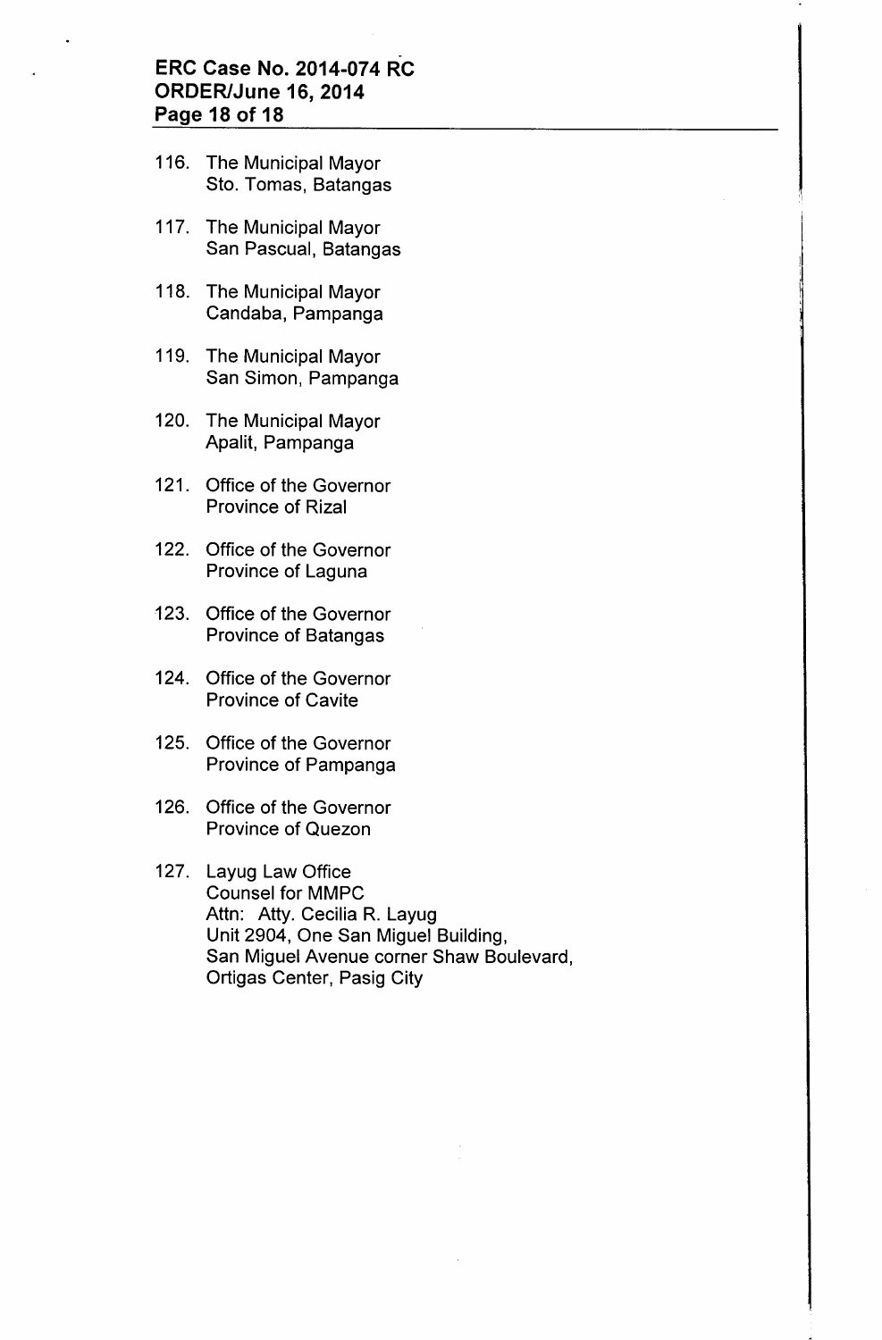116. The Municipal Mayor
     Sto. Tomas, Batangas

117. The Municipal Mayor
     San Pascual, Batangas

118. The Municipal Mayor
     Candaba, Pampanga

119. The Municipal Mayor
     San Simon, Pampanga

120. The Municipal Mayor
     Apalit, Pampanga

121. Office of the Governor
     Province of Rizal

122. Office of the Governor
     Province of Laguna

123. Office of the Governor
     Province of Batangas

124. Office of the Governor
     Province of Cavite

125. Office of the Governor
     Province of Pampanga

126. Office of the Governor
     Province of Quezon

127. Layug Law Office
     Counsel for MMPC
     Attn: Atty. Cecilia R. Layug
     Unit 2904, One San Miguel Building,
     San Miguel Avenue corner Shaw Boulevard,
     Ortigas Center, Pasig City